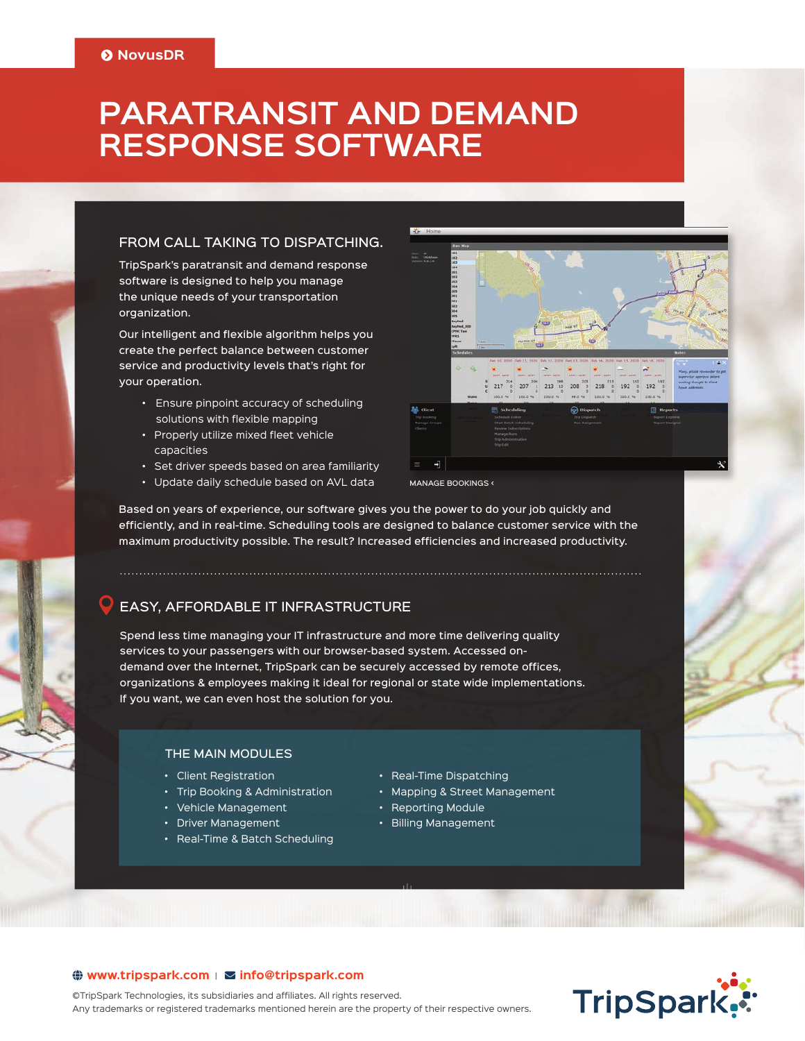NovusDR

# PARATRANSIT AND DEMAND RESPONSE SOFTWARE

## FROM CALL TAKING TO DISPATCHING.

TripSpark's paratransit and demand response software is designed to help you manage the unique needs of your transportation organization.

Our intelligent and flexible algorithm helps you create the perfect balance between customer service and productivity levels that's right for your operation.

- Ensure pinpoint accuracy of scheduling solutions with flexible mapping
- Properly utilize mixed fleet vehicle capacities
- Set driver speeds based on area familiarity
- Update daily schedule based on AVL data

MANAGE BOOKINGS ‹

Based on years of experience, our software gives you the power to do your job quickly and efficiently, and in real-time. Scheduling tools are designed to balance customer service with the maximum productivity possible. The result? Increased efficiencies and increased productivity.

## EASY, AFFORDABLE IT INFRASTRUCTURE

Spend less time managing your IT infrastructure and more time delivering quality services to your passengers with our browser-based system. Accessed on-demand over the Internet, TripSpark can be securely accessed by remote offices, organizations & employees making it ideal for regional or state wide implementations. If you want, we can even host the solution for you.

### THE MAIN MODULES

- Client Registration
- Trip Booking & Administration
- Vehicle Management
- Driver Management
- Real-Time & Batch Scheduling
- Real-Time Dispatching
- Mapping & Street Management
- Reporting Module
- Billing Management

www.tripspark.com | info@tripspark.com

©TripSpark Technologies, its subsidiaries and affiliates. All rights reserved.
Any trademarks or registered trademarks mentioned herein are the property of their respective owners.

TripSpark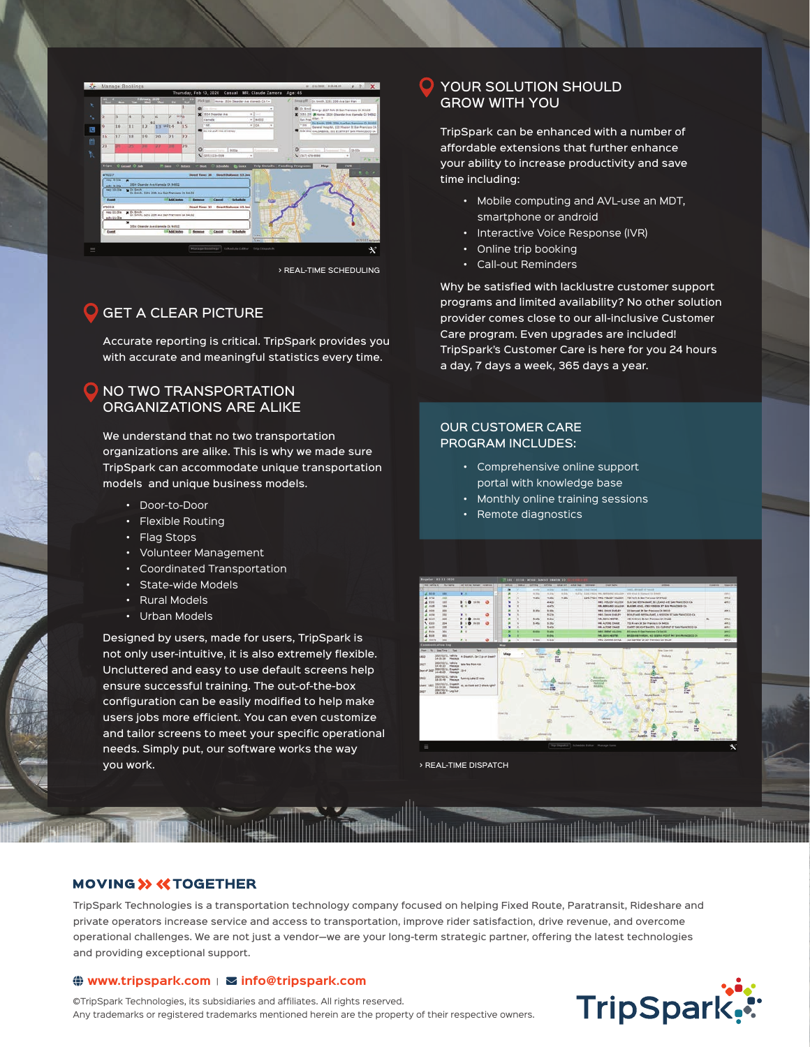› REAL-TIME SCHEDULING

## GET A CLEAR PICTURE

Accurate reporting is critical. TripSpark provides you with accurate and meaningful statistics every time.

## NO TWO TRANSPORTATION ORGANIZATIONS ARE ALIKE

We understand that no two transportation organizations are alike. This is why we made sure TripSpark can accommodate unique transportation models and unique business models.

- Door-to-Door
- Flexible Routing
- Flag Stops
- Volunteer Management
- Coordinated Transportation
- State-wide Models
- Rural Models
- Urban Models

Designed by users, made for users, TripSpark is not only user-intuitive, it is also extremely flexible. Uncluttered and easy to use default screens help ensure successful training. The out-of-the-box configuration can be easily modified to help make users jobs more efficient. You can even customize and tailor screens to meet your specific operational needs. Simply put, our software works the way you work.

## YOUR SOLUTION SHOULD GROW WITH YOU

TripSpark can be enhanced with a number of affordable extensions that further enhance your ability to increase productivity and save time including:

- Mobile computing and AVL-use an MDT, smartphone or android
- Interactive Voice Response (IVR)
- Online trip booking
- Call-out Reminders

Why be satisfied with lacklustre customer support programs and limited availability? No other solution provider comes close to our all-inclusive Customer Care program. Even upgrades are included! TripSpark's Customer Care is here for you 24 hours a day, 7 days a week, 365 days a year.

## OUR CUSTOMER CARE PROGRAM INCLUDES:

- Comprehensive online support portal with knowledge base
- Monthly online training sessions
- Remote diagnostics

› REAL-TIME DISPATCH

## MOVING » « TOGETHER

TripSpark Technologies is a transportation technology company focused on helping Fixed Route, Paratransit, Rideshare and private operators increase service and access to transportation, improve rider satisfaction, drive revenue, and overcome operational challenges. We are not just a vendor—we are your long-term strategic partner, offering the latest technologies and providing exceptional support.

www.tripspark.com | info@tripspark.com

©TripSpark Technologies, its subsidiaries and affiliates. All rights reserved.
Any trademarks or registered trademarks mentioned herein are the property of their respective owners.

TripSpark